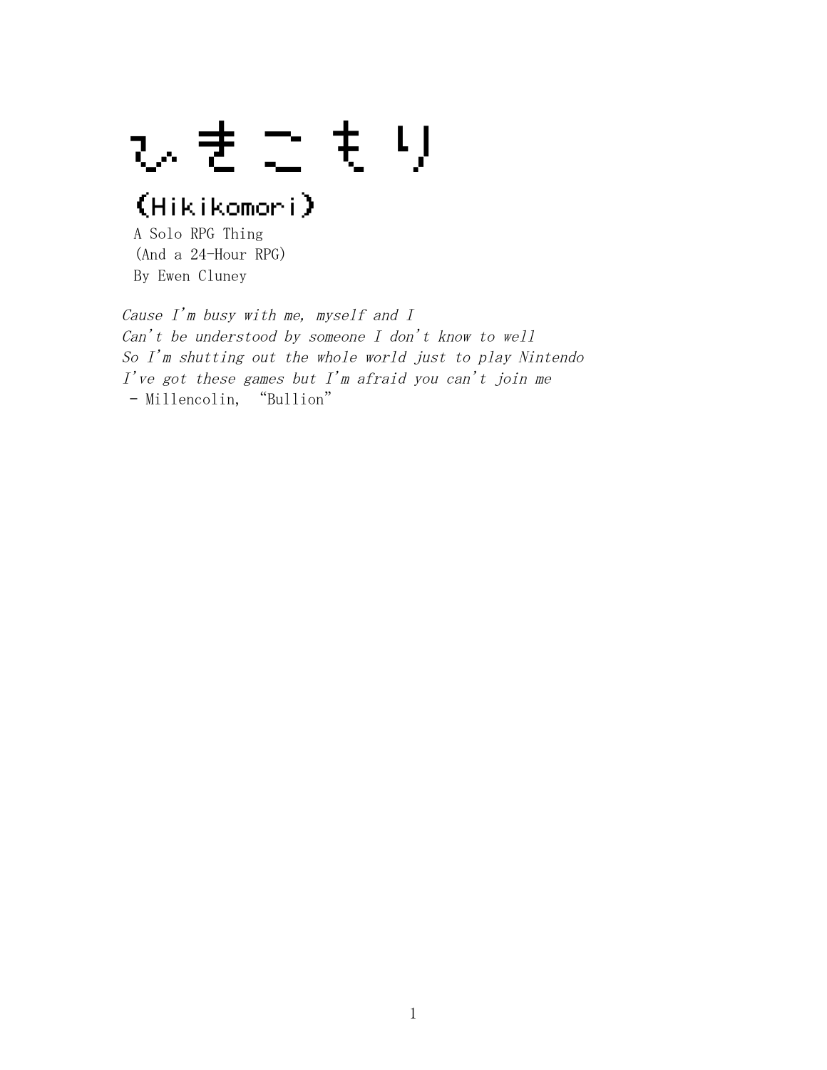# ひきこもり

## (Hikikomori)

A Solo RPG Thing
(And a 24-Hour RPG)
By Ewen Cluney

*Cause I'm busy with me, myself and I*
*Can't be understood by someone I don't know to well*
*So I'm shutting out the whole world just to play Nintendo*
*I've got these games but I'm afraid you can't join me*
 - Millencolin, "Bullion"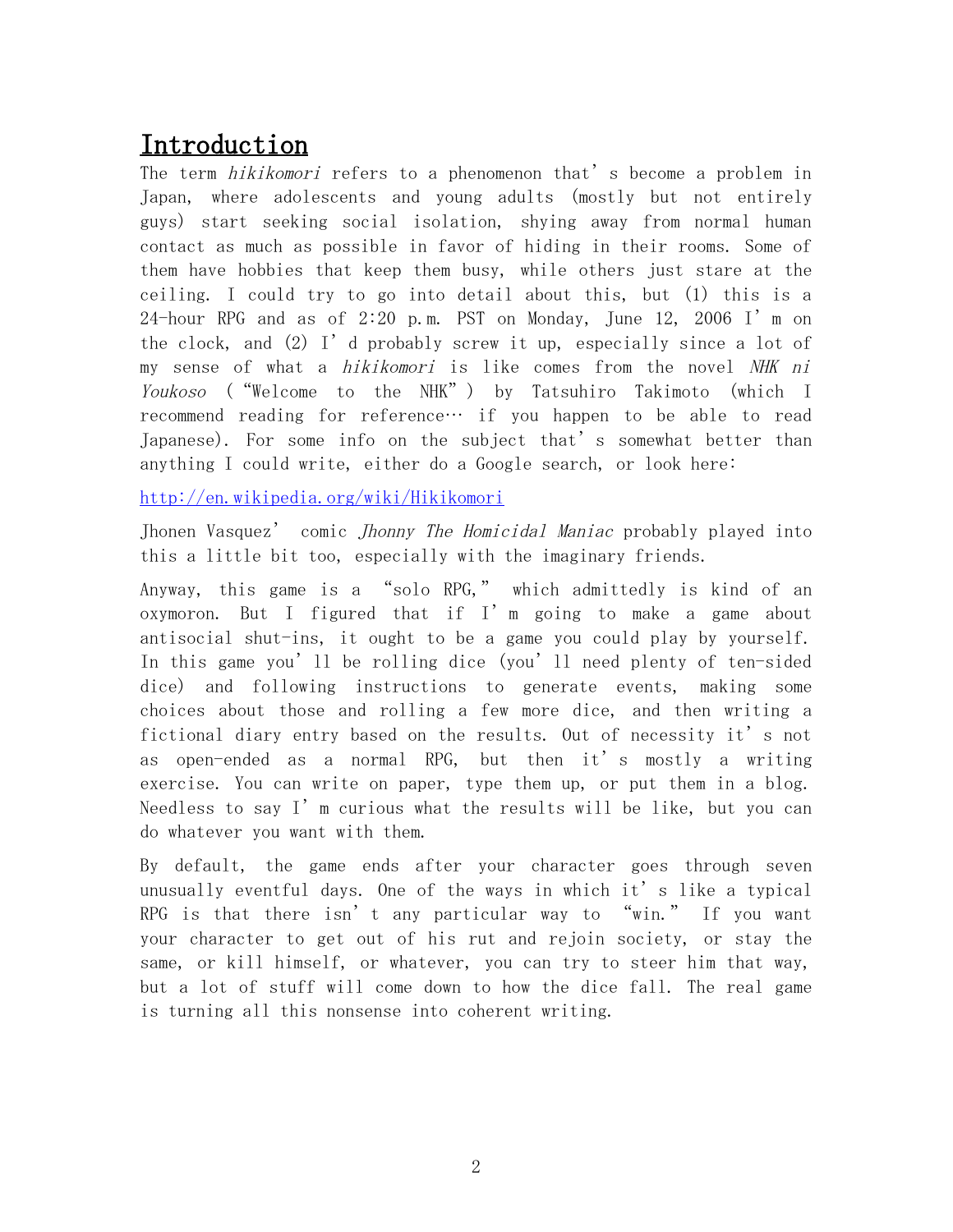# Introduction

The term *hikikomori* refers to a phenomenon that's become a problem in Japan, where adolescents and young adults (mostly but not entirely guys) start seeking social isolation, shying away from normal human contact as much as possible in favor of hiding in their rooms. Some of them have hobbies that keep them busy, while others just stare at the ceiling. I could try to go into detail about this, but (1) this is a 24-hour RPG and as of 2:20 p.m. PST on Monday, June 12, 2006 I'm on the clock, and (2) I'd probably screw it up, especially since a lot of my sense of what a *hikikomori* is like comes from the novel *NHK ni Youkoso* ("Welcome to the NHK") by Tatsuhiro Takimoto (which I recommend reading for reference… if you happen to be able to read Japanese). For some info on the subject that's somewhat better than anything I could write, either do a Google search, or look here:

http://en.wikipedia.org/wiki/Hikikomori

Jhonen Vasquez' comic *Jhonny The Homicidal Maniac* probably played into this a little bit too, especially with the imaginary friends.

Anyway, this game is a "solo RPG," which admittedly is kind of an oxymoron. But I figured that if I'm going to make a game about antisocial shut-ins, it ought to be a game you could play by yourself. In this game you'll be rolling dice (you'll need plenty of ten-sided dice) and following instructions to generate events, making some choices about those and rolling a few more dice, and then writing a fictional diary entry based on the results. Out of necessity it's not as open-ended as a normal RPG, but then it's mostly a writing exercise. You can write on paper, type them up, or put them in a blog. Needless to say I'm curious what the results will be like, but you can do whatever you want with them.

By default, the game ends after your character goes through seven unusually eventful days. One of the ways in which it's like a typical RPG is that there isn't any particular way to "win." If you want your character to get out of his rut and rejoin society, or stay the same, or kill himself, or whatever, you can try to steer him that way, but a lot of stuff will come down to how the dice fall. The real game is turning all this nonsense into coherent writing.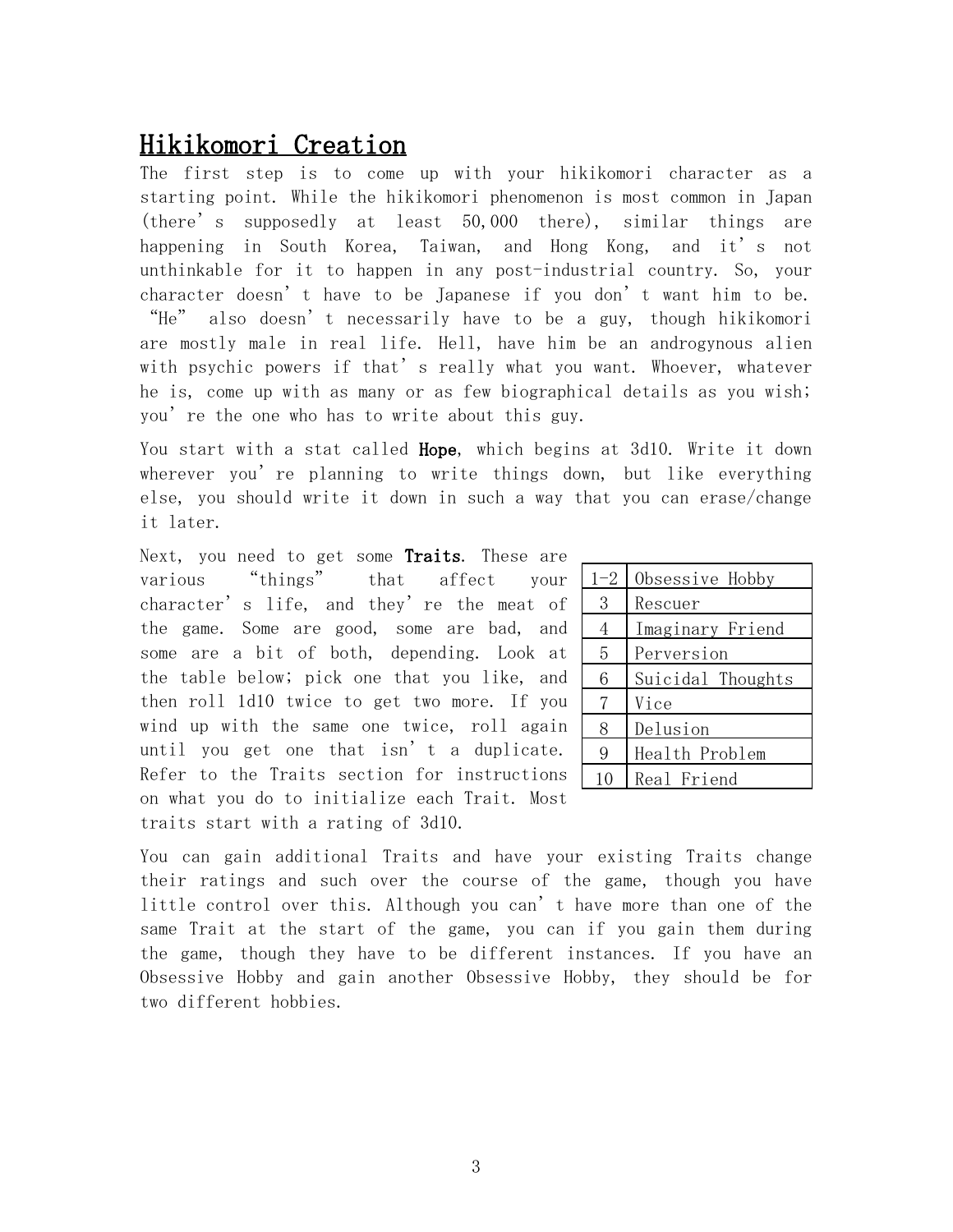# Hikikomori Creation

The first step is to come up with your hikikomori character as a starting point. While the hikikomori phenomenon is most common in Japan (there's supposedly at least 50,000 there), similar things are happening in South Korea, Taiwan, and Hong Kong, and it's not unthinkable for it to happen in any post-industrial country. So, your character doesn't have to be Japanese if you don't want him to be. "He" also doesn't necessarily have to be a guy, though hikikomori are mostly male in real life. Hell, have him be an androgynous alien with psychic powers if that's really what you want. Whoever, whatever he is, come up with as many or as few biographical details as you wish; you're the one who has to write about this guy.

You start with a stat called **Hope**, which begins at 3d10. Write it down wherever you're planning to write things down, but like everything else, you should write it down in such a way that you can erase/change it later.

Next, you need to get some **Traits**. These are various "things" that affect your character's life, and they're the meat of the game. Some are good, some are bad, and some are a bit of both, depending. Look at the table below; pick one that you like, and then roll 1d10 twice to get two more. If you wind up with the same one twice, roll again until you get one that isn't a duplicate. Refer to the Traits section for instructions on what you do to initialize each Trait. Most traits start with a rating of 3d10.

| | |
|---|---|
| 1-2 | Obsessive Hobby |
| 3 | Rescuer |
| 4 | Imaginary Friend |
| 5 | Perversion |
| 6 | Suicidal Thoughts |
| 7 | Vice |
| 8 | Delusion |
| 9 | Health Problem |
| 10 | Real Friend |

You can gain additional Traits and have your existing Traits change their ratings and such over the course of the game, though you have little control over this. Although you can't have more than one of the same Trait at the start of the game, you can if you gain them during the game, though they have to be different instances. If you have an Obsessive Hobby and gain another Obsessive Hobby, they should be for two different hobbies.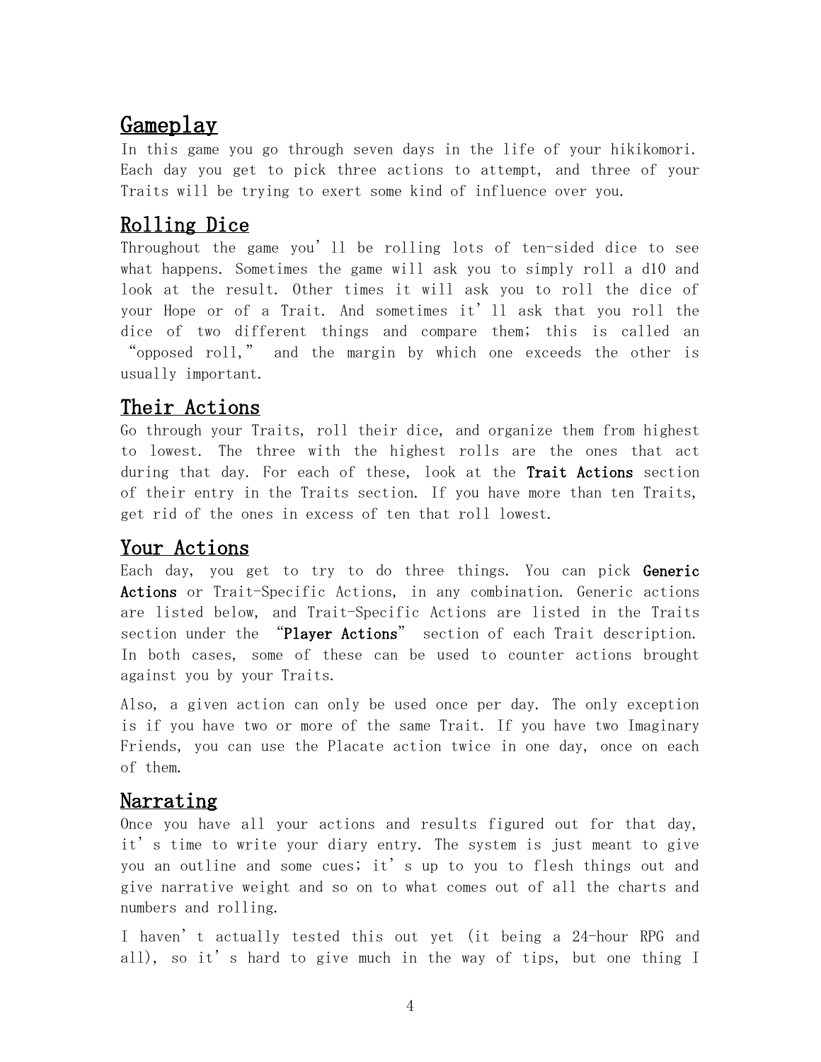## Gameplay

In this game you go through seven days in the life of your hikikomori. Each day you get to pick three actions to attempt, and three of your Traits will be trying to exert some kind of influence over you.

## Rolling Dice

Throughout the game you'll be rolling lots of ten-sided dice to see what happens. Sometimes the game will ask you to simply roll a d10 and look at the result. Other times it will ask you to roll the dice of your Hope or of a Trait. And sometimes it'll ask that you roll the dice of two different things and compare them; this is called an "opposed roll," and the margin by which one exceeds the other is usually important.

## Their Actions

Go through your Traits, roll their dice, and organize them from highest to lowest. The three with the highest rolls are the ones that act during that day. For each of these, look at the **Trait Actions** section of their entry in the Traits section. If you have more than ten Traits, get rid of the ones in excess of ten that roll lowest.

## Your Actions

Each day, you get to try to do three things. You can pick **Generic Actions** or Trait-Specific Actions, in any combination. Generic actions are listed below, and Trait-Specific Actions are listed in the Traits section under the "**Player Actions**" section of each Trait description. In both cases, some of these can be used to counter actions brought against you by your Traits.

Also, a given action can only be used once per day. The only exception is if you have two or more of the same Trait. If you have two Imaginary Friends, you can use the Placate action twice in one day, once on each of them.

## Narrating

Once you have all your actions and results figured out for that day, it's time to write your diary entry. The system is just meant to give you an outline and some cues; it's up to you to flesh things out and give narrative weight and so on to what comes out of all the charts and numbers and rolling.

I haven't actually tested this out yet (it being a 24-hour RPG and all), so it's hard to give much in the way of tips, but one thing I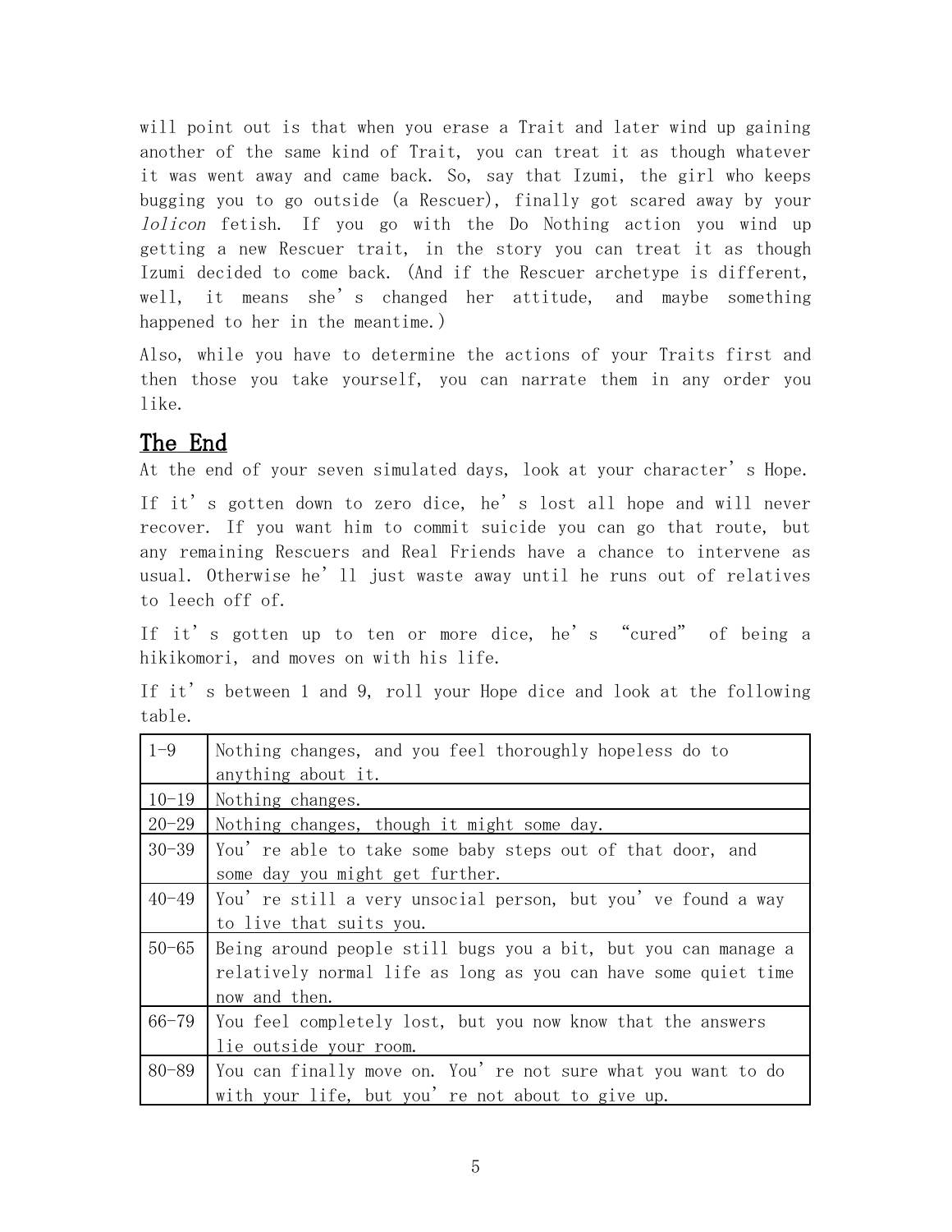will point out is that when you erase a Trait and later wind up gaining another of the same kind of Trait, you can treat it as though whatever it was went away and came back. So, say that Izumi, the girl who keeps bugging you to go outside (a Rescuer), finally got scared away by your *lolicon* fetish. If you go with the Do Nothing action you wind up getting a new Rescuer trait, in the story you can treat it as though Izumi decided to come back. (And if the Rescuer archetype is different, well, it means she's changed her attitude, and maybe something happened to her in the meantime.)

Also, while you have to determine the actions of your Traits first and then those you take yourself, you can narrate them in any order you like.

## The End

At the end of your seven simulated days, look at your character's Hope.

If it's gotten down to zero dice, he's lost all hope and will never recover. If you want him to commit suicide you can go that route, but any remaining Rescuers and Real Friends have a chance to intervene as usual. Otherwise he'll just waste away until he runs out of relatives to leech off of.

If it's gotten up to ten or more dice, he's "cured" of being a hikikomori, and moves on with his life.

If it's between 1 and 9, roll your Hope dice and look at the following table.

| | |
|---|---|
| 1-9 | Nothing changes, and you feel thoroughly hopeless do to anything about it. |
| 10-19 | Nothing changes. |
| 20-29 | Nothing changes, though it might some day. |
| 30-39 | You're able to take some baby steps out of that door, and some day you might get further. |
| 40-49 | You're still a very unsocial person, but you've found a way to live that suits you. |
| 50-65 | Being around people still bugs you a bit, but you can manage a relatively normal life as long as you can have some quiet time now and then. |
| 66-79 | You feel completely lost, but you now know that the answers lie outside your room. |
| 80-89 | You can finally move on. You're not sure what you want to do with your life, but you're not about to give up. |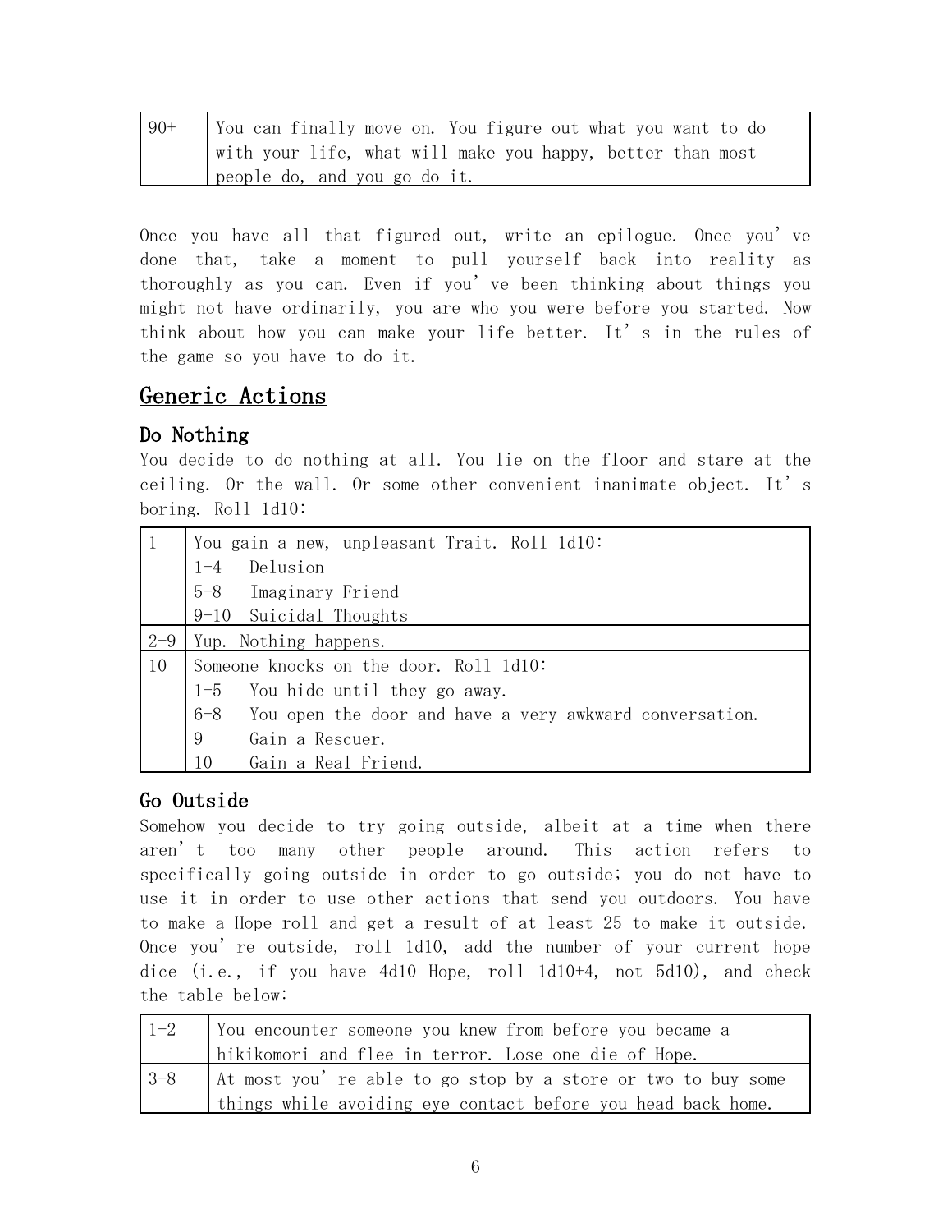| 90+ | You can finally move on. You figure out what you want to do with your life, what will make you happy, better than most people do, and you go do it. |
|---|---|

Once you have all that figured out, write an epilogue. Once you've done that, take a moment to pull yourself back into reality as thoroughly as you can. Even if you've been thinking about things you might not have ordinarily, you are who you were before you started. Now think about how you can make your life better. It's in the rules of the game so you have to do it.

## Generic Actions

### Do Nothing

You decide to do nothing at all. You lie on the floor and stare at the ceiling. Or the wall. Or some other convenient inanimate object. It's boring. Roll 1d10:

| Roll | Result |
|---|---|
| 1 | You gain a new, unpleasant Trait. Roll 1d10:<br>1-4 Delusion<br>5-8 Imaginary Friend<br>9-10 Suicidal Thoughts |
| 2-9 | Yup. Nothing happens. |
| 10 | Someone knocks on the door. Roll 1d10:<br>1-5 You hide until they go away.<br>6-8 You open the door and have a very awkward conversation.<br>9 Gain a Rescuer.<br>10 Gain a Real Friend. |

### Go Outside

Somehow you decide to try going outside, albeit at a time when there aren't too many other people around. This action refers to specifically going outside in order to go outside; you do not have to use it in order to use other actions that send you outdoors. You have to make a Hope roll and get a result of at least 25 to make it outside. Once you're outside, roll 1d10, add the number of your current hope dice (i.e., if you have 4d10 Hope, roll 1d10+4, not 5d10), and check the table below:

| Roll | Result |
|---|---|
| 1-2 | You encounter someone you knew from before you became a hikikomori and flee in terror. Lose one die of Hope. |
| 3-8 | At most you're able to go stop by a store or two to buy some things while avoiding eye contact before you head back home. |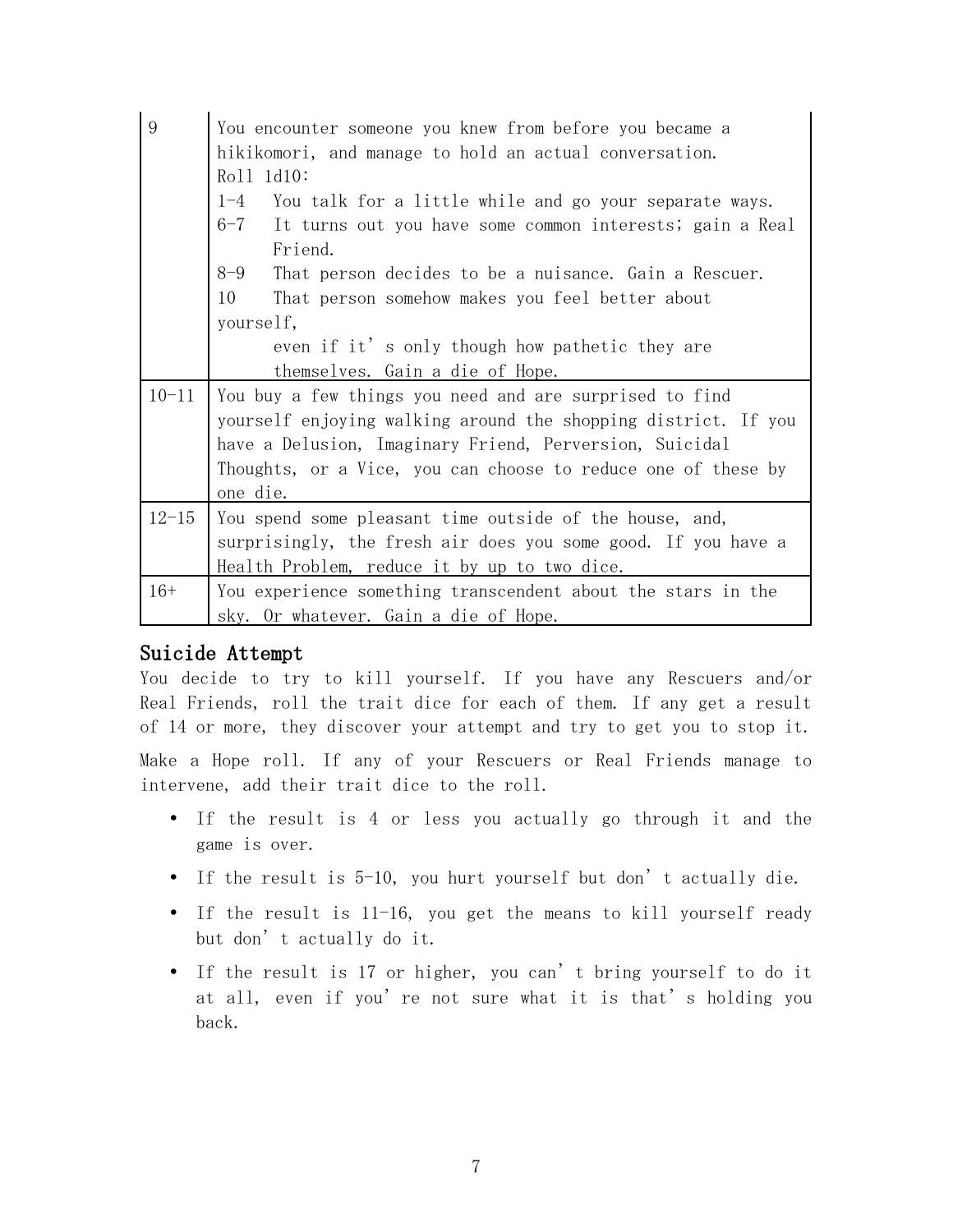| | |
|---|---|
| 9 | You encounter someone you knew from before you became a hikikomori, and manage to hold an actual conversation.<br>Roll 1d10:<br>1-4 You talk for a little while and go your separate ways.<br>6-7 It turns out you have some common interests; gain a Real Friend.<br>8-9 That person decides to be a nuisance. Gain a Rescuer.<br>10 That person somehow makes you feel better about yourself, even if it's only though how pathetic they are themselves. Gain a die of Hope. |
| 10-11 | You buy a few things you need and are surprised to find yourself enjoying walking around the shopping district. If you have a Delusion, Imaginary Friend, Perversion, Suicidal Thoughts, or a Vice, you can choose to reduce one of these by one die. |
| 12-15 | You spend some pleasant time outside of the house, and, surprisingly, the fresh air does you some good. If you have a Health Problem, reduce it by up to two dice. |
| 16+ | You experience something transcendent about the stars in the sky. Or whatever. Gain a die of Hope. |

## Suicide Attempt

You decide to try to kill yourself. If you have any Rescuers and/or Real Friends, roll the trait dice for each of them. If any get a result of 14 or more, they discover your attempt and try to get you to stop it.

Make a Hope roll. If any of your Rescuers or Real Friends manage to intervene, add their trait dice to the roll.

- If the result is 4 or less you actually go through it and the game is over.
- If the result is 5-10, you hurt yourself but don't actually die.
- If the result is 11-16, you get the means to kill yourself ready but don't actually do it.
- If the result is 17 or higher, you can't bring yourself to do it at all, even if you're not sure what it is that's holding you back.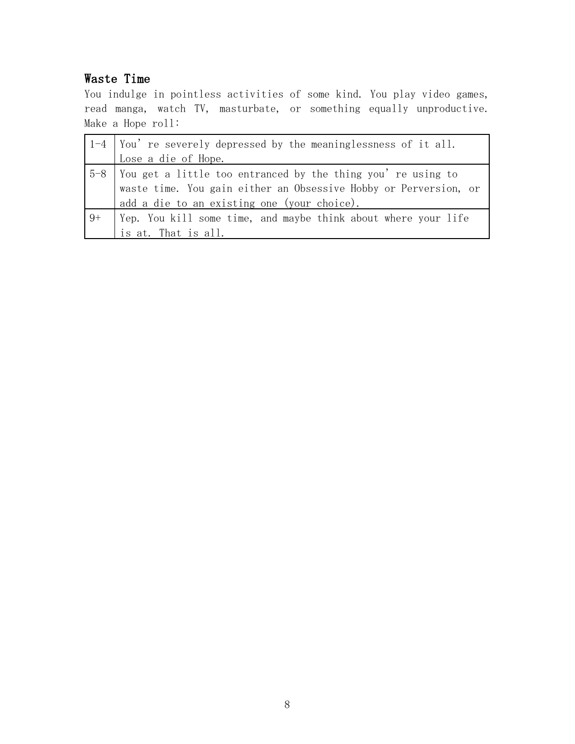### Waste Time

You indulge in pointless activities of some kind. You play video games, read manga, watch TV, masturbate, or something equally unproductive. Make a Hope roll:

| | |
|---|---|
| 1-4 | You're severely depressed by the meaninglessness of it all. Lose a die of Hope. |
| 5-8 | You get a little too entranced by the thing you're using to waste time. You gain either an Obsessive Hobby or Perversion, or add a die to an existing one (your choice). |
| 9+ | Yep. You kill some time, and maybe think about where your life is at. That is all. |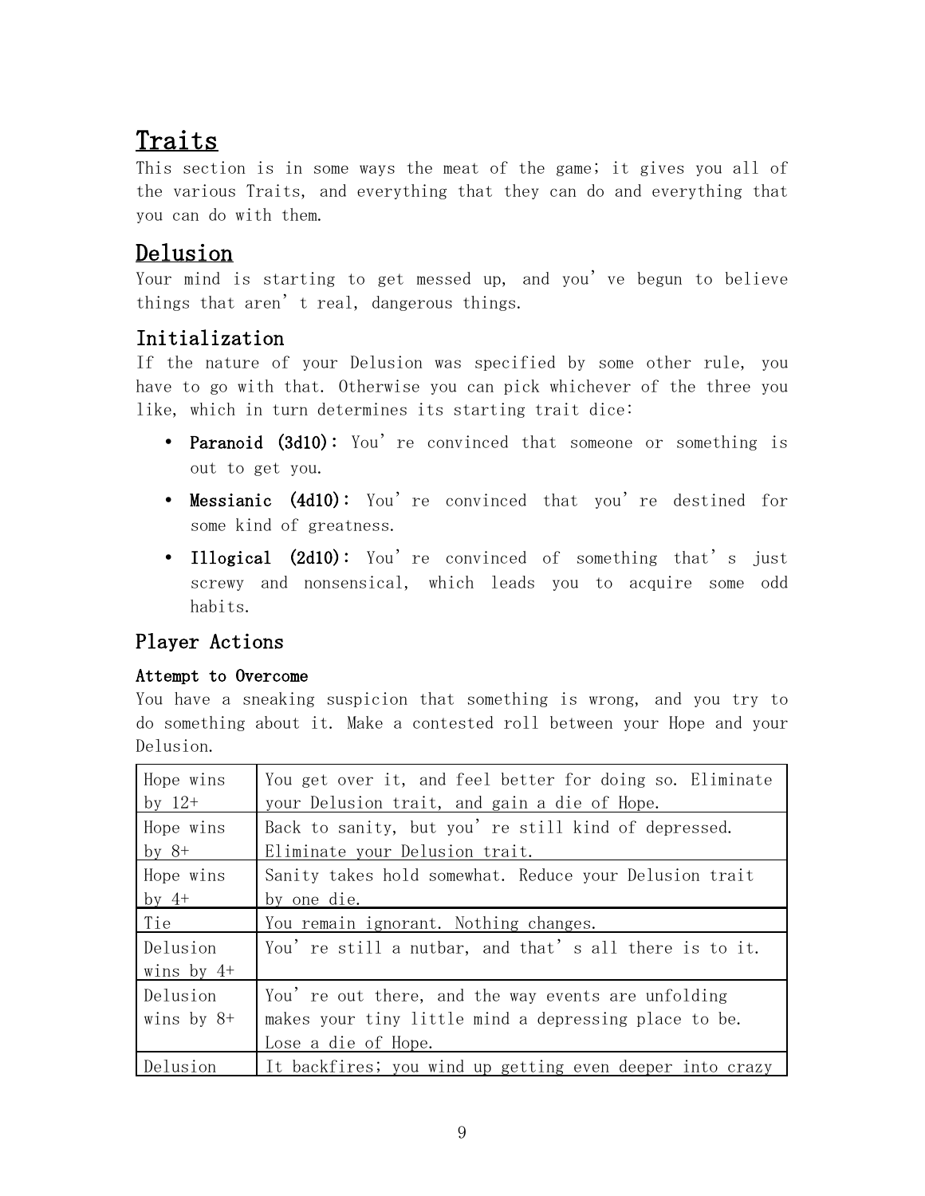# Traits

This section is in some ways the meat of the game; it gives you all of the various Traits, and everything that they can do and everything that you can do with them.

## Delusion

Your mind is starting to get messed up, and you've begun to believe things that aren't real, dangerous things.

### Initialization

If the nature of your Delusion was specified by some other rule, you have to go with that. Otherwise you can pick whichever of the three you like, which in turn determines its starting trait dice:

- **Paranoid (3d10):** You're convinced that someone or something is out to get you.
- **Messianic (4d10):** You're convinced that you're destined for some kind of greatness.
- **Illogical (2d10):** You're convinced of something that's just screwy and nonsensical, which leads you to acquire some odd habits.

### Player Actions

#### Attempt to Overcome

You have a sneaking suspicion that something is wrong, and you try to do something about it. Make a contested roll between your Hope and your Delusion.

| | |
|---|---|
| Hope wins by 12+ | You get over it, and feel better for doing so. Eliminate your Delusion trait, and gain a die of Hope. |
| Hope wins by 8+ | Back to sanity, but you're still kind of depressed. Eliminate your Delusion trait. |
| Hope wins by 4+ | Sanity takes hold somewhat. Reduce your Delusion trait by one die. |
| Tie | You remain ignorant. Nothing changes. |
| Delusion wins by 4+ | You're still a nutbar, and that's all there is to it. |
| Delusion wins by 8+ | You're out there, and the way events are unfolding makes your tiny little mind a depressing place to be. Lose a die of Hope. |
| Delusion | It backfires; you wind up getting even deeper into crazy |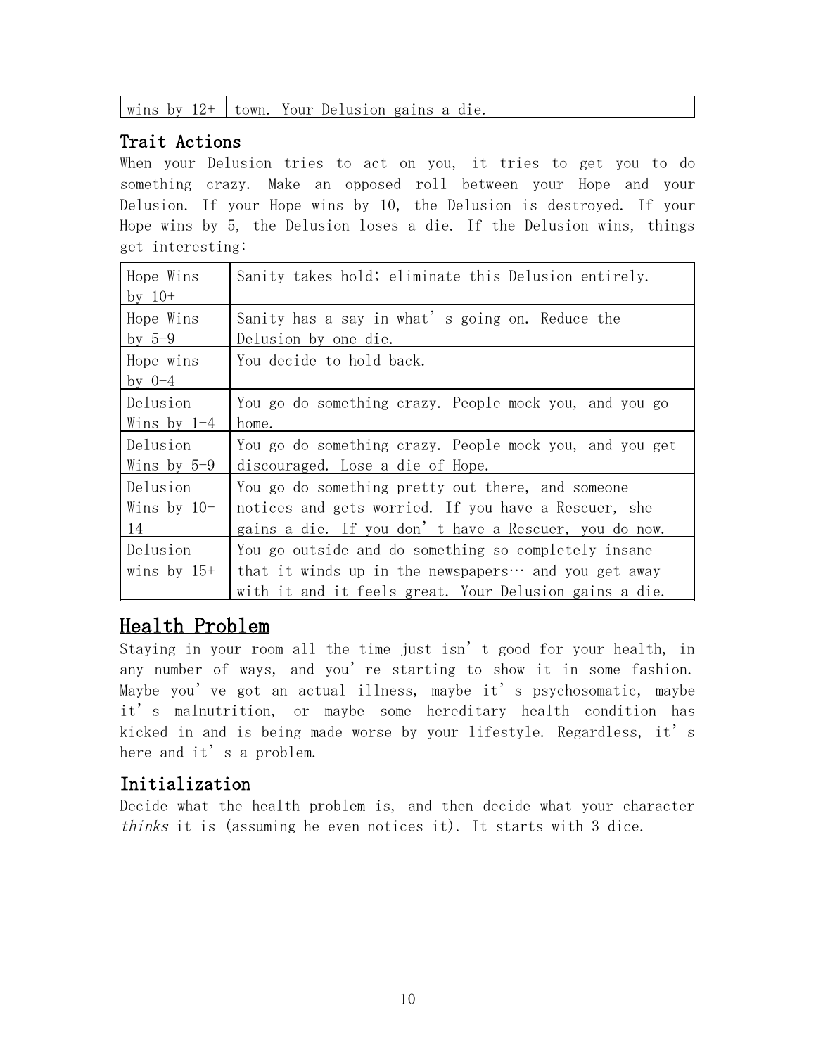| wins by 12+ | town. Your Delusion gains a die. |
|---|---|

### Trait Actions

When your Delusion tries to act on you, it tries to get you to do something crazy. Make an opposed roll between your Hope and your Delusion. If your Hope wins by 10, the Delusion is destroyed. If your Hope wins by 5, the Delusion loses a die. If the Delusion wins, things get interesting:

| Hope Wins by 10+ | Sanity takes hold; eliminate this Delusion entirely. |
|---|---|
| Hope Wins by 5-9 | Sanity has a say in what's going on. Reduce the Delusion by one die. |
| Hope wins by 0-4 | You decide to hold back. |
| Delusion Wins by 1-4 | You go do something crazy. People mock you, and you go home. |
| Delusion Wins by 5-9 | You go do something crazy. People mock you, and you get discouraged. Lose a die of Hope. |
| Delusion Wins by 10-14 | You go do something pretty out there, and someone notices and gets worried. If you have a Rescuer, she gains a die. If you don't have a Rescuer, you do now. |
| Delusion wins by 15+ | You go outside and do something so completely insane that it winds up in the newspapers… and you get away with it and it feels great. Your Delusion gains a die. |

## Health Problem

Staying in your room all the time just isn't good for your health, in any number of ways, and you're starting to show it in some fashion. Maybe you've got an actual illness, maybe it's psychosomatic, maybe it's malnutrition, or maybe some hereditary health condition has kicked in and is being made worse by your lifestyle. Regardless, it's here and it's a problem.

### Initialization

Decide what the health problem is, and then decide what your character *thinks* it is (assuming he even notices it). It starts with 3 dice.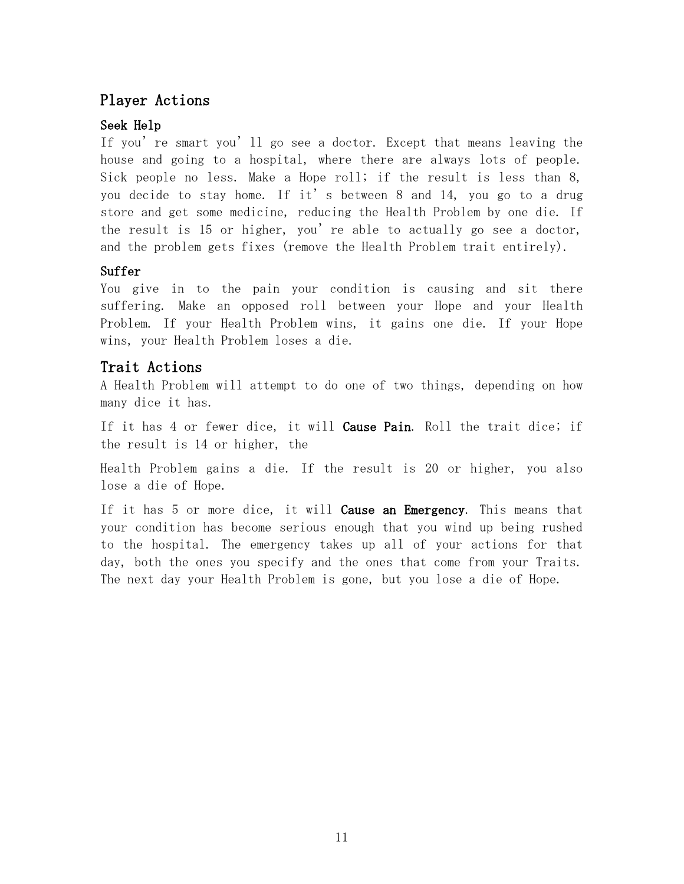## Player Actions

### Seek Help

If you're smart you'll go see a doctor. Except that means leaving the house and going to a hospital, where there are always lots of people. Sick people no less. Make a Hope roll; if the result is less than 8, you decide to stay home. If it's between 8 and 14, you go to a drug store and get some medicine, reducing the Health Problem by one die. If the result is 15 or higher, you're able to actually go see a doctor, and the problem gets fixes (remove the Health Problem trait entirely).

### Suffer

You give in to the pain your condition is causing and sit there suffering. Make an opposed roll between your Hope and your Health Problem. If your Health Problem wins, it gains one die. If your Hope wins, your Health Problem loses a die.

## Trait Actions

A Health Problem will attempt to do one of two things, depending on how many dice it has.

If it has 4 or fewer dice, it will **Cause Pain**. Roll the trait dice; if the result is 14 or higher, the Health Problem gains a die. If the result is 20 or higher, you also lose a die of Hope.

If it has 5 or more dice, it will **Cause an Emergency**. This means that your condition has become serious enough that you wind up being rushed to the hospital. The emergency takes up all of your actions for that day, both the ones you specify and the ones that come from your Traits. The next day your Health Problem is gone, but you lose a die of Hope.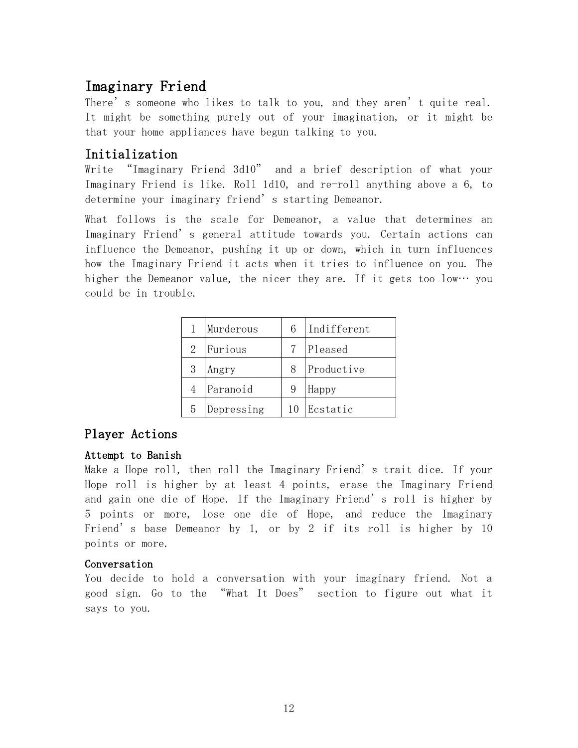## Imaginary Friend

There's someone who likes to talk to you, and they aren't quite real. It might be something purely out of your imagination, or it might be that your home appliances have begun talking to you.

### Initialization

Write "Imaginary Friend 3d10" and a brief description of what your Imaginary Friend is like. Roll 1d10, and re-roll anything above a 6, to determine your imaginary friend's starting Demeanor.

What follows is the scale for Demeanor, a value that determines an Imaginary Friend's general attitude towards you. Certain actions can influence the Demeanor, pushing it up or down, which in turn influences how the Imaginary Friend it acts when it tries to influence on you. The higher the Demeanor value, the nicer they are. If it gets too low… you could be in trouble.

| | | | |
|---|---|---|---|
| 1 | Murderous | 6 | Indifferent |
| 2 | Furious | 7 | Pleased |
| 3 | Angry | 8 | Productive |
| 4 | Paranoid | 9 | Happy |
| 5 | Depressing | 10 | Ecstatic |

### Player Actions

#### Attempt to Banish

Make a Hope roll, then roll the Imaginary Friend's trait dice. If your Hope roll is higher by at least 4 points, erase the Imaginary Friend and gain one die of Hope. If the Imaginary Friend's roll is higher by 5 points or more, lose one die of Hope, and reduce the Imaginary Friend's base Demeanor by 1, or by 2 if its roll is higher by 10 points or more.

#### Conversation

You decide to hold a conversation with your imaginary friend. Not a good sign. Go to the "What It Does" section to figure out what it says to you.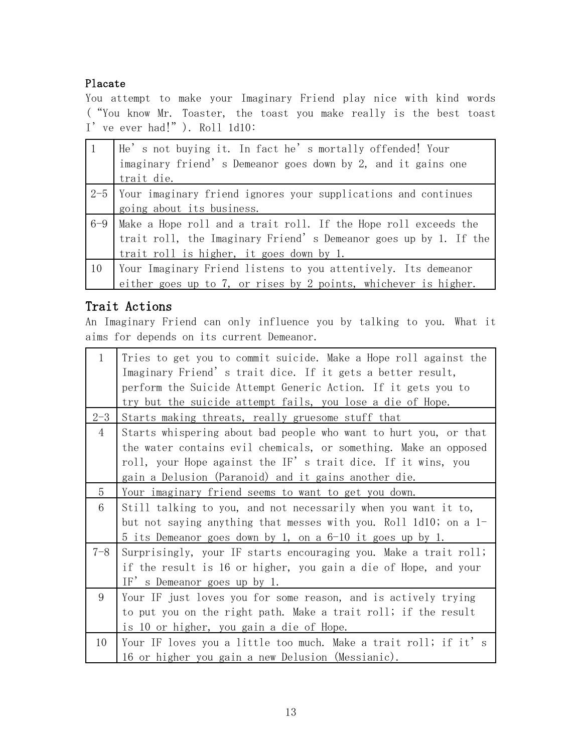### Placate

You attempt to make your Imaginary Friend play nice with kind words ("You know Mr. Toaster, the toast you make really is the best toast I've ever had!"). Roll 1d10:

| | |
|---|---|
| 1 | He's not buying it. In fact he's mortally offended! Your imaginary friend's Demeanor goes down by 2, and it gains one trait die. |
| 2-5 | Your imaginary friend ignores your supplications and continues going about its business. |
| 6-9 | Make a Hope roll and a trait roll. If the Hope roll exceeds the trait roll, the Imaginary Friend's Demeanor goes up by 1. If the trait roll is higher, it goes down by 1. |
| 10 | Your Imaginary Friend listens to you attentively. Its demeanor either goes up to 7, or rises by 2 points, whichever is higher. |

## Trait Actions

An Imaginary Friend can only influence you by talking to you. What it aims for depends on its current Demeanor.

| | |
|---|---|
| 1 | Tries to get you to commit suicide. Make a Hope roll against the Imaginary Friend's trait dice. If it gets a better result, perform the Suicide Attempt Generic Action. If it gets you to try but the suicide attempt fails, you lose a die of Hope. |
| 2-3 | Starts making threats, really gruesome stuff that |
| 4 | Starts whispering about bad people who want to hurt you, or that the water contains evil chemicals, or something. Make an opposed roll, your Hope against the IF's trait dice. If it wins, you gain a Delusion (Paranoid) and it gains another die. |
| 5 | Your imaginary friend seems to want to get you down. |
| 6 | Still talking to you, and not necessarily when you want it to, but not saying anything that messes with you. Roll 1d10; on a 1-5 its Demeanor goes down by 1, on a 6-10 it goes up by 1. |
| 7-8 | Surprisingly, your IF starts encouraging you. Make a trait roll; if the result is 16 or higher, you gain a die of Hope, and your IF's Demeanor goes up by 1. |
| 9 | Your IF just loves you for some reason, and is actively trying to put you on the right path. Make a trait roll; if the result is 10 or higher, you gain a die of Hope. |
| 10 | Your IF loves you a little too much. Make a trait roll; if it's 16 or higher you gain a new Delusion (Messianic). |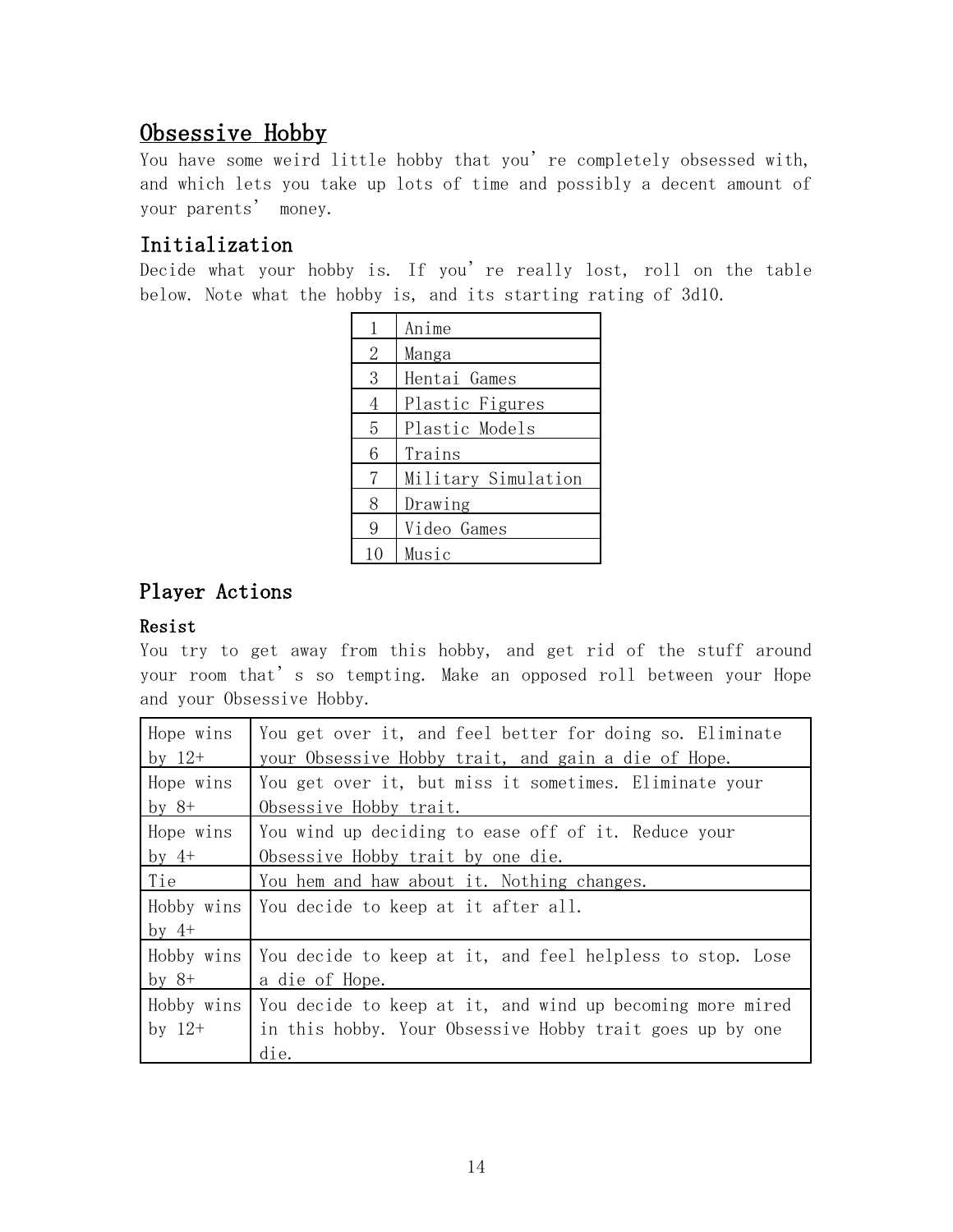# Obsessive Hobby

You have some weird little hobby that you're completely obsessed with, and which lets you take up lots of time and possibly a decent amount of your parents' money.

## Initialization

Decide what your hobby is. If you're really lost, roll on the table below. Note what the hobby is, and its starting rating of 3d10.

| | |
|---|---|
| 1 | Anime |
| 2 | Manga |
| 3 | Hentai Games |
| 4 | Plastic Figures |
| 5 | Plastic Models |
| 6 | Trains |
| 7 | Military Simulation |
| 8 | Drawing |
| 9 | Video Games |
| 10 | Music |

## Player Actions

### Resist

You try to get away from this hobby, and get rid of the stuff around your room that's so tempting. Make an opposed roll between your Hope and your Obsessive Hobby.

| | |
|---|---|
| Hope wins by 12+ | You get over it, and feel better for doing so. Eliminate your Obsessive Hobby trait, and gain a die of Hope. |
| Hope wins by 8+ | You get over it, but miss it sometimes. Eliminate your Obsessive Hobby trait. |
| Hope wins by 4+ | You wind up deciding to ease off of it. Reduce your Obsessive Hobby trait by one die. |
| Tie | You hem and haw about it. Nothing changes. |
| Hobby wins by 4+ | You decide to keep at it after all. |
| Hobby wins by 8+ | You decide to keep at it, and feel helpless to stop. Lose a die of Hope. |
| Hobby wins by 12+ | You decide to keep at it, and wind up becoming more mired in this hobby. Your Obsessive Hobby trait goes up by one die. |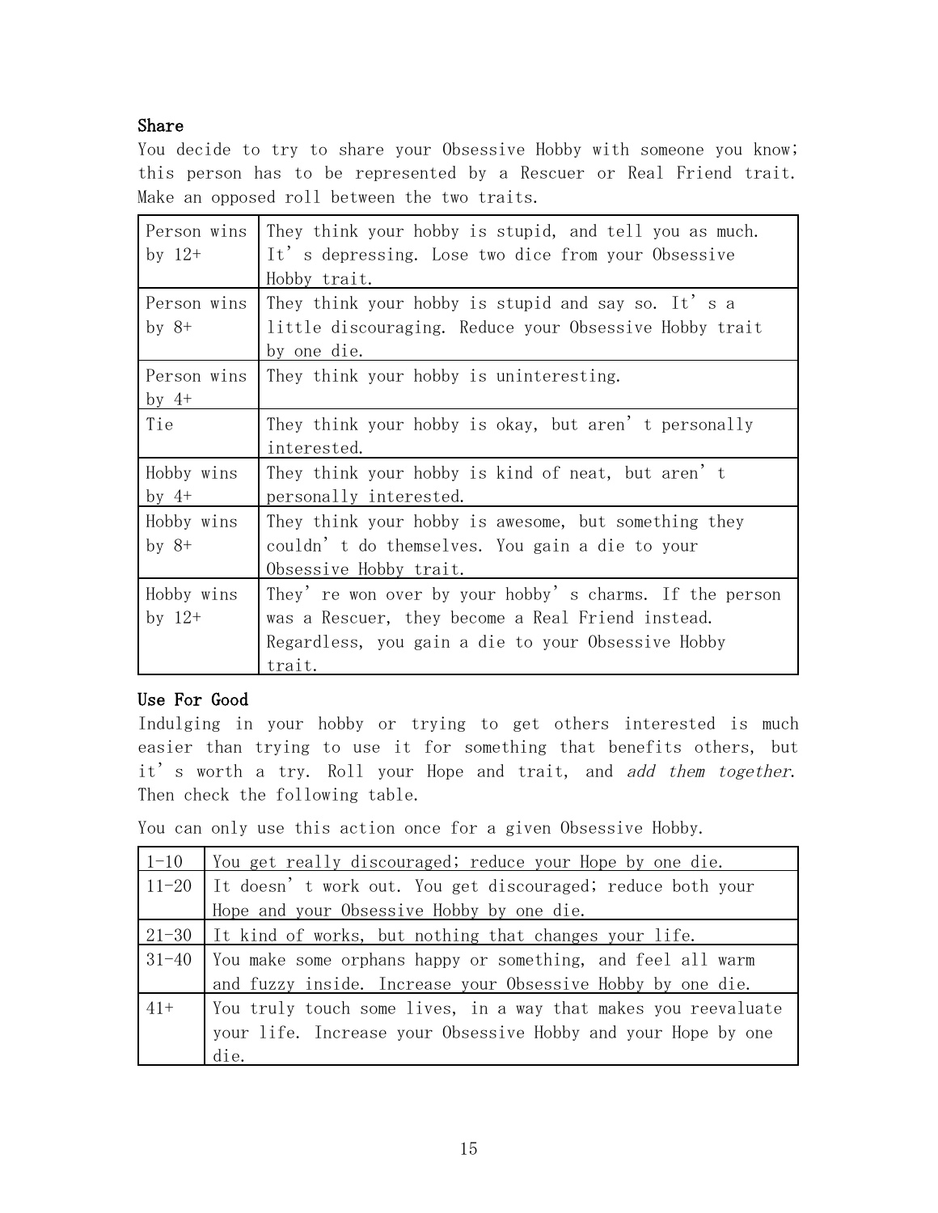### Share

You decide to try to share your Obsessive Hobby with someone you know; this person has to be represented by a Rescuer or Real Friend trait. Make an opposed roll between the two traits.

| | |
|---|---|
| Person wins by 12+ | They think your hobby is stupid, and tell you as much. It's depressing. Lose two dice from your Obsessive Hobby trait. |
| Person wins by 8+ | They think your hobby is stupid and say so. It's a little discouraging. Reduce your Obsessive Hobby trait by one die. |
| Person wins by 4+ | They think your hobby is uninteresting. |
| Tie | They think your hobby is okay, but aren't personally interested. |
| Hobby wins by 4+ | They think your hobby is kind of neat, but aren't personally interested. |
| Hobby wins by 8+ | They think your hobby is awesome, but something they couldn't do themselves. You gain a die to your Obsessive Hobby trait. |
| Hobby wins by 12+ | They're won over by your hobby's charms. If the person was a Rescuer, they become a Real Friend instead. Regardless, you gain a die to your Obsessive Hobby trait. |

### Use For Good

Indulging in your hobby or trying to get others interested is much easier than trying to use it for something that benefits others, but it's worth a try. Roll your Hope and trait, and *add them together*. Then check the following table.

You can only use this action once for a given Obsessive Hobby.

| | |
|---|---|
| 1-10 | You get really discouraged; reduce your Hope by one die. |
| 11-20 | It doesn't work out. You get discouraged; reduce both your Hope and your Obsessive Hobby by one die. |
| 21-30 | It kind of works, but nothing that changes your life. |
| 31-40 | You make some orphans happy or something, and feel all warm and fuzzy inside. Increase your Obsessive Hobby by one die. |
| 41+ | You truly touch some lives, in a way that makes you reevaluate your life. Increase your Obsessive Hobby and your Hope by one die. |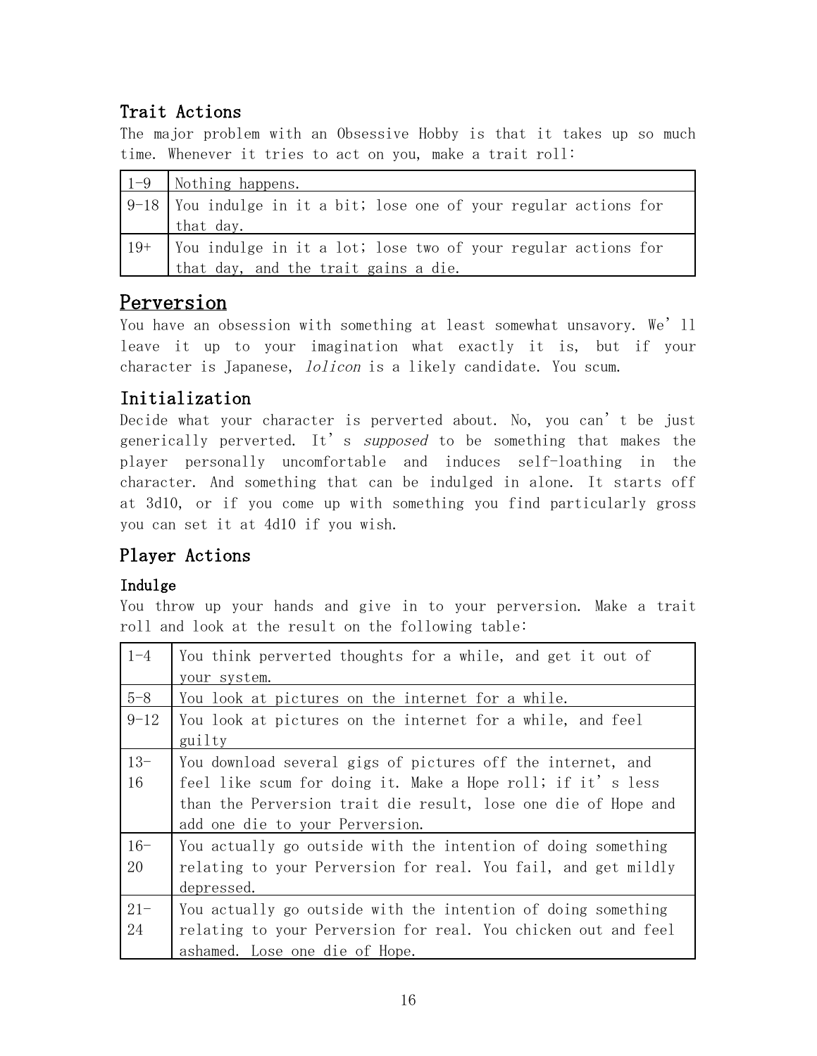### Trait Actions

The major problem with an Obsessive Hobby is that it takes up so much time. Whenever it tries to act on you, make a trait roll:

| | |
|---|---|
| 1-9 | Nothing happens. |
| 9-18 | You indulge in it a bit; lose one of your regular actions for that day. |
| 19+ | You indulge in it a lot; lose two of your regular actions for that day, and the trait gains a die. |

## Perversion

You have an obsession with something at least somewhat unsavory. We'll leave it up to your imagination what exactly it is, but if your character is Japanese, *lolicon* is a likely candidate. You scum.

### Initialization

Decide what your character is perverted about. No, you can't be just generically perverted. It's *supposed* to be something that makes the player personally uncomfortable and induces self-loathing in the character. And something that can be indulged in alone. It starts off at 3d10, or if you come up with something you find particularly gross you can set it at 4d10 if you wish.

### Player Actions

#### Indulge

You throw up your hands and give in to your perversion. Make a trait roll and look at the result on the following table:

| | |
|---|---|
| 1-4 | You think perverted thoughts for a while, and get it out of your system. |
| 5-8 | You look at pictures on the internet for a while. |
| 9-12 | You look at pictures on the internet for a while, and feel guilty |
| 13-16 | You download several gigs of pictures off the internet, and feel like scum for doing it. Make a Hope roll; if it's less than the Perversion trait die result, lose one die of Hope and add one die to your Perversion. |
| 16-20 | You actually go outside with the intention of doing something relating to your Perversion for real. You fail, and get mildly depressed. |
| 21-24 | You actually go outside with the intention of doing something relating to your Perversion for real. You chicken out and feel ashamed. Lose one die of Hope. |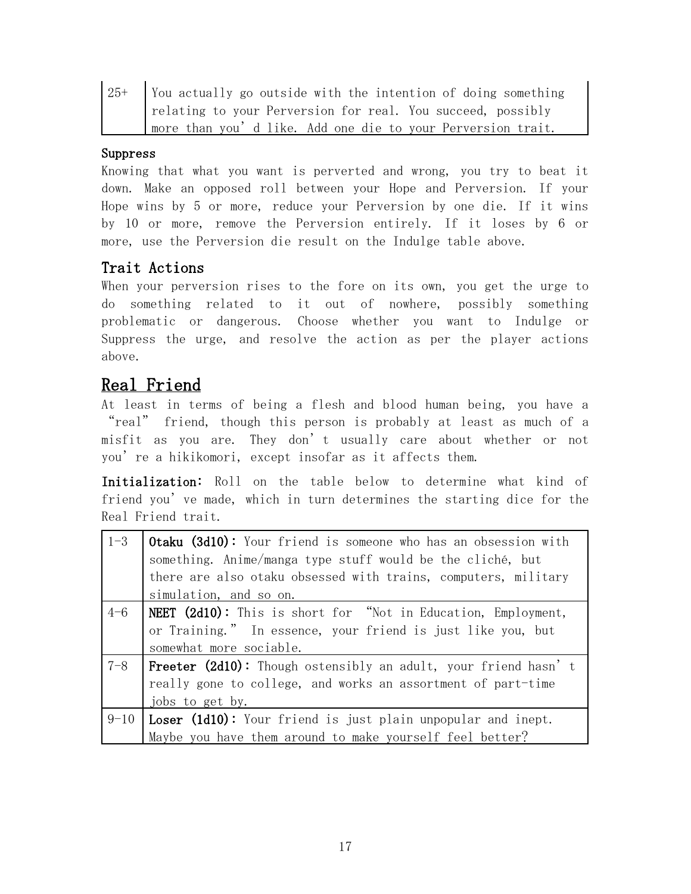| 25+ | You actually go outside with the intention of doing something relating to your Perversion for real. You succeed, possibly more than you'd like. Add one die to your Perversion trait. |
|---|---|

**Suppress**

Knowing that what you want is perverted and wrong, you try to beat it down. Make an opposed roll between your Hope and Perversion. If your Hope wins by 5 or more, reduce your Perversion by one die. If it wins by 10 or more, remove the Perversion entirely. If it loses by 6 or more, use the Perversion die result on the Indulge table above.

### Trait Actions

When your perversion rises to the fore on its own, you get the urge to do something related to it out of nowhere, possibly something problematic or dangerous. Choose whether you want to Indulge or Suppress the urge, and resolve the action as per the player actions above.

## Real Friend

At least in terms of being a flesh and blood human being, you have a "real" friend, though this person is probably at least as much of a misfit as you are. They don't usually care about whether or not you're a hikikomori, except insofar as it affects them.

**Initialization:** Roll on the table below to determine what kind of friend you've made, which in turn determines the starting dice for the Real Friend trait.

| 1–3 | **Otaku (3d10):** Your friend is someone who has an obsession with something. Anime/manga type stuff would be the cliché, but there are also otaku obsessed with trains, computers, military simulation, and so on. |
|---|---|
| 4–6 | **NEET (2d10):** This is short for "Not in Education, Employment, or Training." In essence, your friend is just like you, but somewhat more sociable. |
| 7–8 | **Freeter (2d10):** Though ostensibly an adult, your friend hasn't really gone to college, and works an assortment of part-time jobs to get by. |
| 9–10 | **Loser (1d10):** Your friend is just plain unpopular and inept. Maybe you have them around to make yourself feel better? |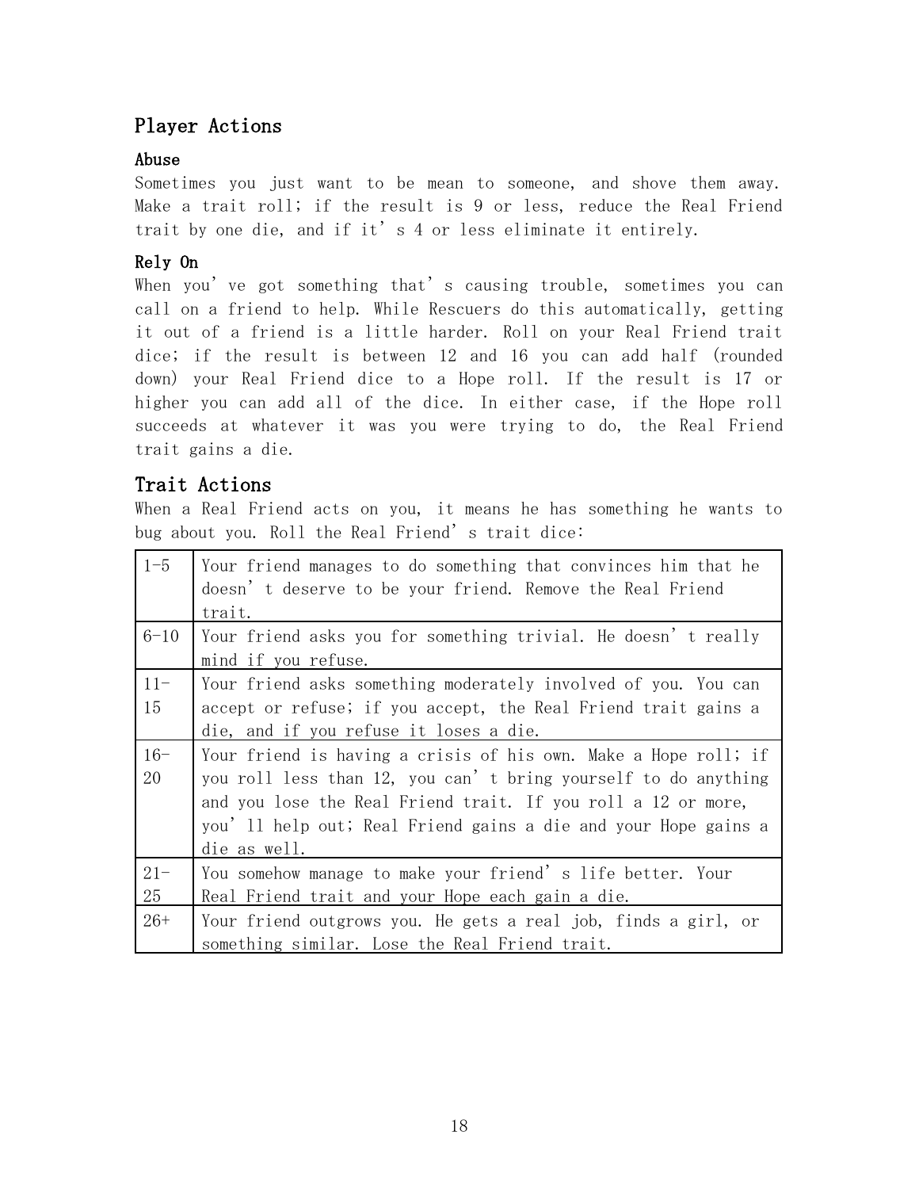## Player Actions

### Abuse

Sometimes you just want to be mean to someone, and shove them away. Make a trait roll; if the result is 9 or less, reduce the Real Friend trait by one die, and if it's 4 or less eliminate it entirely.

### Rely On

When you've got something that's causing trouble, sometimes you can call on a friend to help. While Rescuers do this automatically, getting it out of a friend is a little harder. Roll on your Real Friend trait dice; if the result is between 12 and 16 you can add half (rounded down) your Real Friend dice to a Hope roll. If the result is 17 or higher you can add all of the dice. In either case, if the Hope roll succeeds at whatever it was you were trying to do, the Real Friend trait gains a die.

## Trait Actions

When a Real Friend acts on you, it means he has something he wants to bug about you. Roll the Real Friend's trait dice:

| | |
|---|---|
| 1-5 | Your friend manages to do something that convinces him that he doesn't deserve to be your friend. Remove the Real Friend trait. |
| 6-10 | Your friend asks you for something trivial. He doesn't really mind if you refuse. |
| 11-15 | Your friend asks something moderately involved of you. You can accept or refuse; if you accept, the Real Friend trait gains a die, and if you refuse it loses a die. |
| 16-20 | Your friend is having a crisis of his own. Make a Hope roll; if you roll less than 12, you can't bring yourself to do anything and you lose the Real Friend trait. If you roll a 12 or more, you'll help out; Real Friend gains a die and your Hope gains a die as well. |
| 21-25 | You somehow manage to make your friend's life better. Your Real Friend trait and your Hope each gain a die. |
| 26+ | Your friend outgrows you. He gets a real job, finds a girl, or something similar. Lose the Real Friend trait. |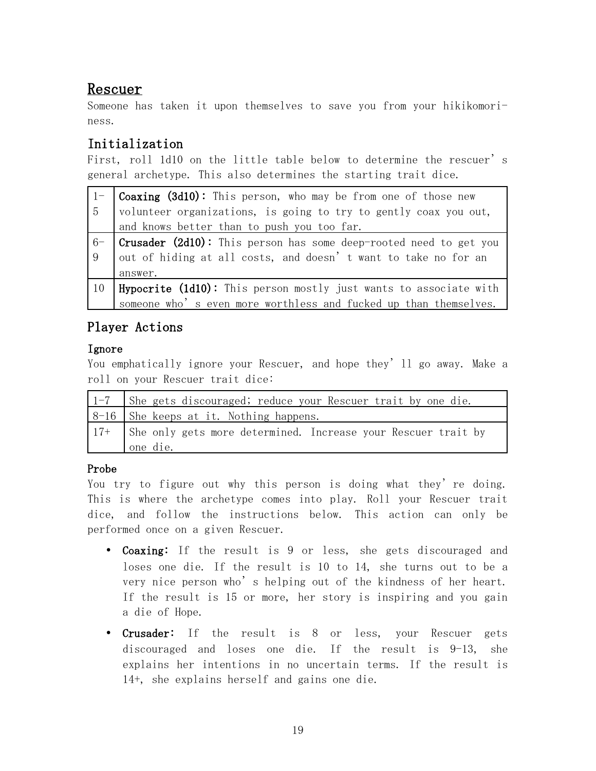# Rescuer

Someone has taken it upon themselves to save you from your hikikomori-ness.

## Initialization

First, roll 1d10 on the little table below to determine the rescuer's general archetype. This also determines the starting trait dice.

| | |
|---|---|
| 1-5 | **Coaxing (3d10):** This person, who may be from one of those new volunteer organizations, is going to try to gently coax you out, and knows better than to push you too far. |
| 6-9 | **Crusader (2d10):** This person has some deep-rooted need to get you out of hiding at all costs, and doesn't want to take no for an answer. |
| 10 | **Hypocrite (1d10):** This person mostly just wants to associate with someone who's even more worthless and fucked up than themselves. |

## Player Actions

### Ignore

You emphatically ignore your Rescuer, and hope they'll go away. Make a roll on your Rescuer trait dice:

| | |
|---|---|
| 1-7 | She gets discouraged; reduce your Rescuer trait by one die. |
| 8-16 | She keeps at it. Nothing happens. |
| 17+ | She only gets more determined. Increase your Rescuer trait by one die. |

### Probe

You try to figure out why this person is doing what they're doing. This is where the archetype comes into play. Roll your Rescuer trait dice, and follow the instructions below. This action can only be performed once on a given Rescuer.

- **Coaxing:** If the result is 9 or less, she gets discouraged and loses one die. If the result is 10 to 14, she turns out to be a very nice person who's helping out of the kindness of her heart. If the result is 15 or more, her story is inspiring and you gain a die of Hope.
- **Crusader:** If the result is 8 or less, your Rescuer gets discouraged and loses one die. If the result is 9-13, she explains her intentions in no uncertain terms. If the result is 14+, she explains herself and gains one die.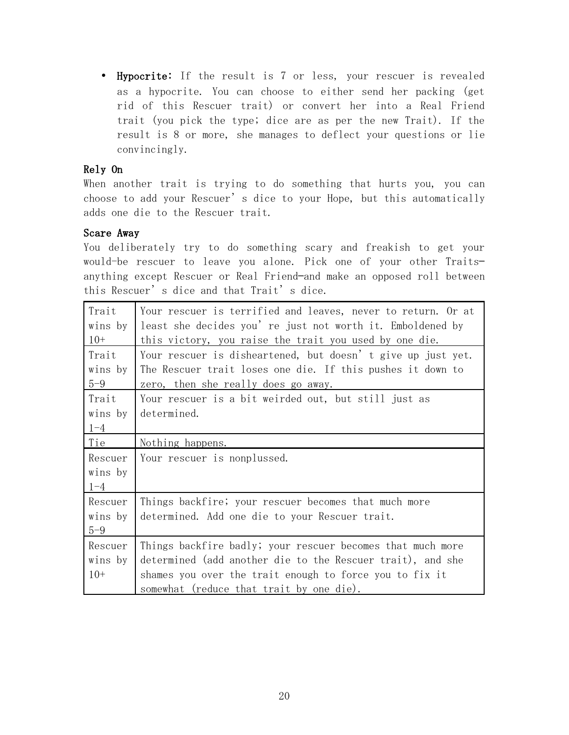- **Hypocrite:** If the result is 7 or less, your rescuer is revealed as a hypocrite. You can choose to either send her packing (get rid of this Rescuer trait) or convert her into a Real Friend trait (you pick the type; dice are as per the new Trait). If the result is 8 or more, she manages to deflect your questions or lie convincingly.

### Rely On

When another trait is trying to do something that hurts you, you can choose to add your Rescuer's dice to your Hope, but this automatically adds one die to the Rescuer trait.

### Scare Away

You deliberately try to do something scary and freakish to get your would-be rescuer to leave you alone. Pick one of your other Traits—anything except Rescuer or Real Friend—and make an opposed roll between this Rescuer's dice and that Trait's dice.

| Result | Effect |
| --- | --- |
| Trait wins by 10+ | Your rescuer is terrified and leaves, never to return. Or at least she decides you're just not worth it. Emboldened by this victory, you raise the trait you used by one die. |
| Trait wins by 5–9 | Your rescuer is disheartened, but doesn't give up just yet. The Rescuer trait loses one die. If this pushes it down to zero, then she really does go away. |
| Trait wins by 1–4 | Your rescuer is a bit weirded out, but still just as determined. |
| Tie | Nothing happens. |
| Rescuer wins by 1–4 | Your rescuer is nonplussed. |
| Rescuer wins by 5–9 | Things backfire; your rescuer becomes that much more determined. Add one die to your Rescuer trait. |
| Rescuer wins by 10+ | Things backfire badly; your rescuer becomes that much more determined (add another die to the Rescuer trait), and she shames you over the trait enough to force you to fix it somewhat (reduce that trait by one die). |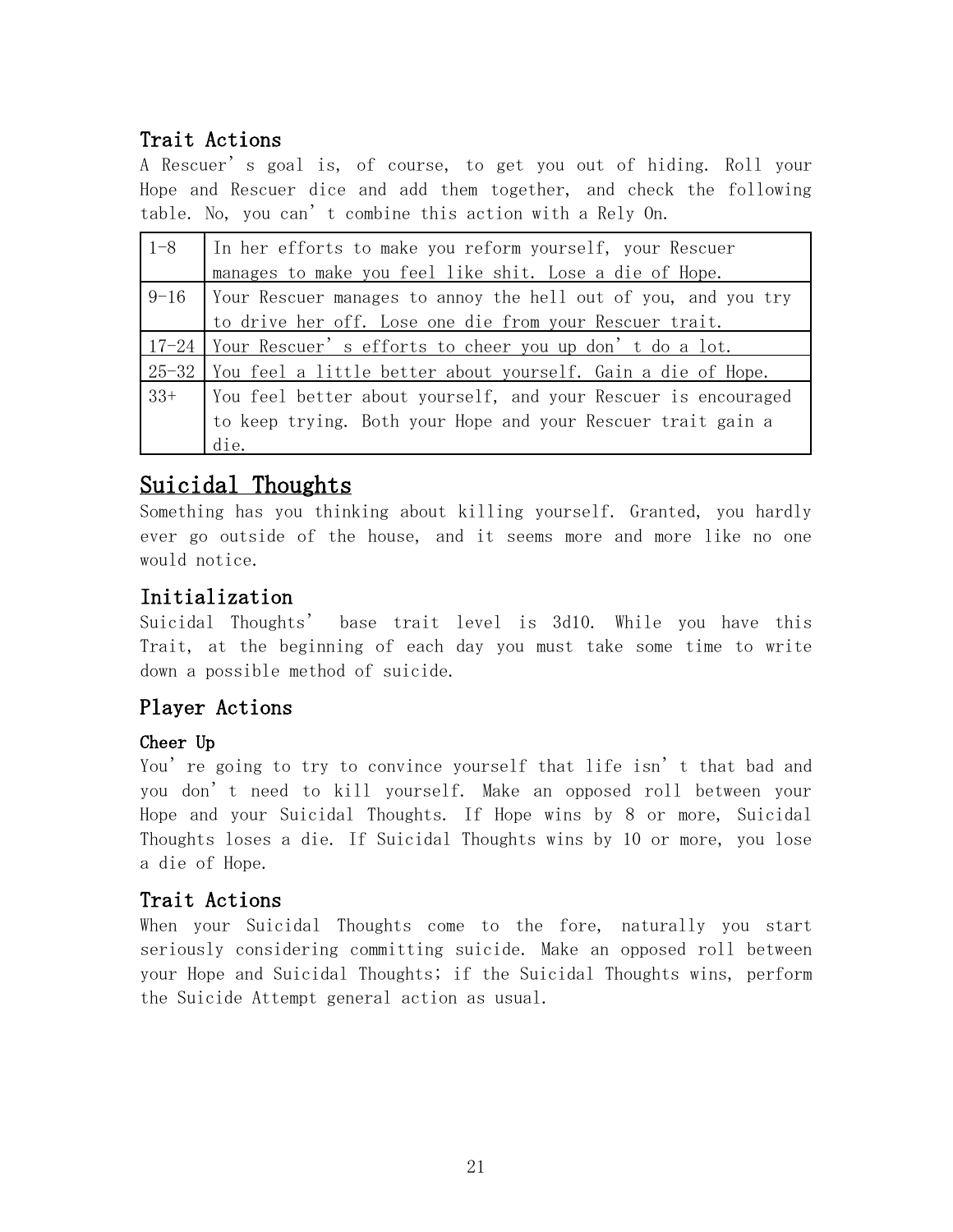### Trait Actions

A Rescuer's goal is, of course, to get you out of hiding. Roll your Hope and Rescuer dice and add them together, and check the following table. No, you can't combine this action with a Rely On.

| | |
|---|---|
| 1-8 | In her efforts to make you reform yourself, your Rescuer manages to make you feel like shit. Lose a die of Hope. |
| 9-16 | Your Rescuer manages to annoy the hell out of you, and you try to drive her off. Lose one die from your Rescuer trait. |
| 17-24 | Your Rescuer's efforts to cheer you up don't do a lot. |
| 25-32 | You feel a little better about yourself. Gain a die of Hope. |
| 33+ | You feel better about yourself, and your Rescuer is encouraged to keep trying. Both your Hope and your Rescuer trait gain a die. |

## Suicidal Thoughts

Something has you thinking about killing yourself. Granted, you hardly ever go outside of the house, and it seems more and more like no one would notice.

### Initialization

Suicidal Thoughts' base trait level is 3d10. While you have this Trait, at the beginning of each day you must take some time to write down a possible method of suicide.

### Player Actions

#### Cheer Up

You're going to try to convince yourself that life isn't that bad and you don't need to kill yourself. Make an opposed roll between your Hope and your Suicidal Thoughts. If Hope wins by 8 or more, Suicidal Thoughts loses a die. If Suicidal Thoughts wins by 10 or more, you lose a die of Hope.

### Trait Actions

When your Suicidal Thoughts come to the fore, naturally you start seriously considering committing suicide. Make an opposed roll between your Hope and Suicidal Thoughts; if the Suicidal Thoughts wins, perform the Suicide Attempt general action as usual.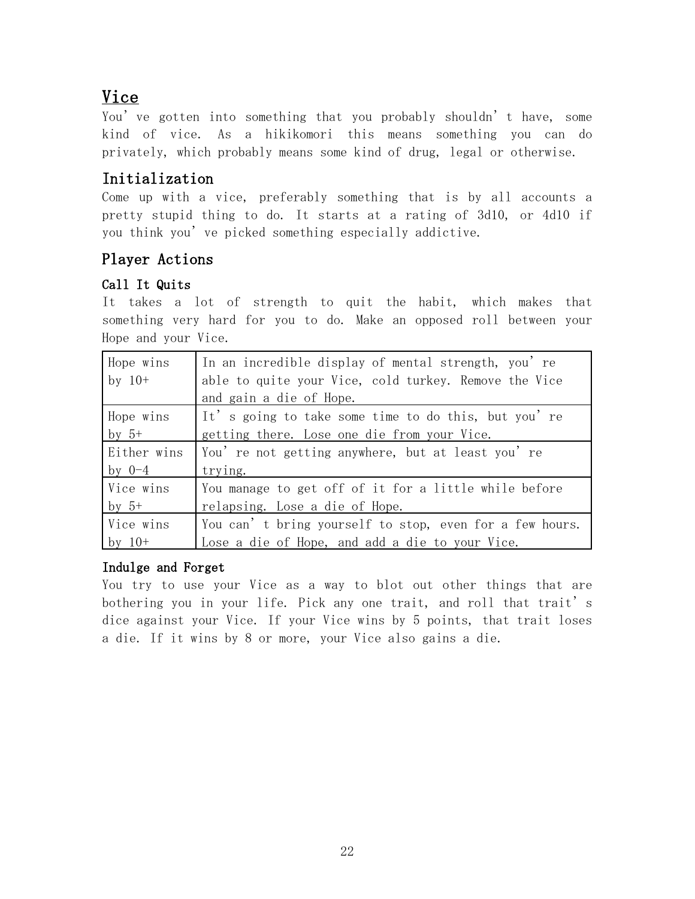# Vice

You've gotten into something that you probably shouldn't have, some kind of vice. As a hikikomori this means something you can do privately, which probably means some kind of drug, legal or otherwise.

## Initialization

Come up with a vice, preferably something that is by all accounts a pretty stupid thing to do. It starts at a rating of 3d10, or 4d10 if you think you've picked something especially addictive.

## Player Actions

### Call It Quits

It takes a lot of strength to quit the habit, which makes that something very hard for you to do. Make an opposed roll between your Hope and your Vice.

| | |
|---|---|
| Hope wins by 10+ | In an incredible display of mental strength, you're able to quite your Vice, cold turkey. Remove the Vice and gain a die of Hope. |
| Hope wins by 5+ | It's going to take some time to do this, but you're getting there. Lose one die from your Vice. |
| Either wins by 0-4 | You're not getting anywhere, but at least you're trying. |
| Vice wins by 5+ | You manage to get off of it for a little while before relapsing. Lose a die of Hope. |
| Vice wins by 10+ | You can't bring yourself to stop, even for a few hours. Lose a die of Hope, and add a die to your Vice. |

### Indulge and Forget

You try to use your Vice as a way to blot out other things that are bothering you in your life. Pick any one trait, and roll that trait's dice against your Vice. If your Vice wins by 5 points, that trait loses a die. If it wins by 8 or more, your Vice also gains a die.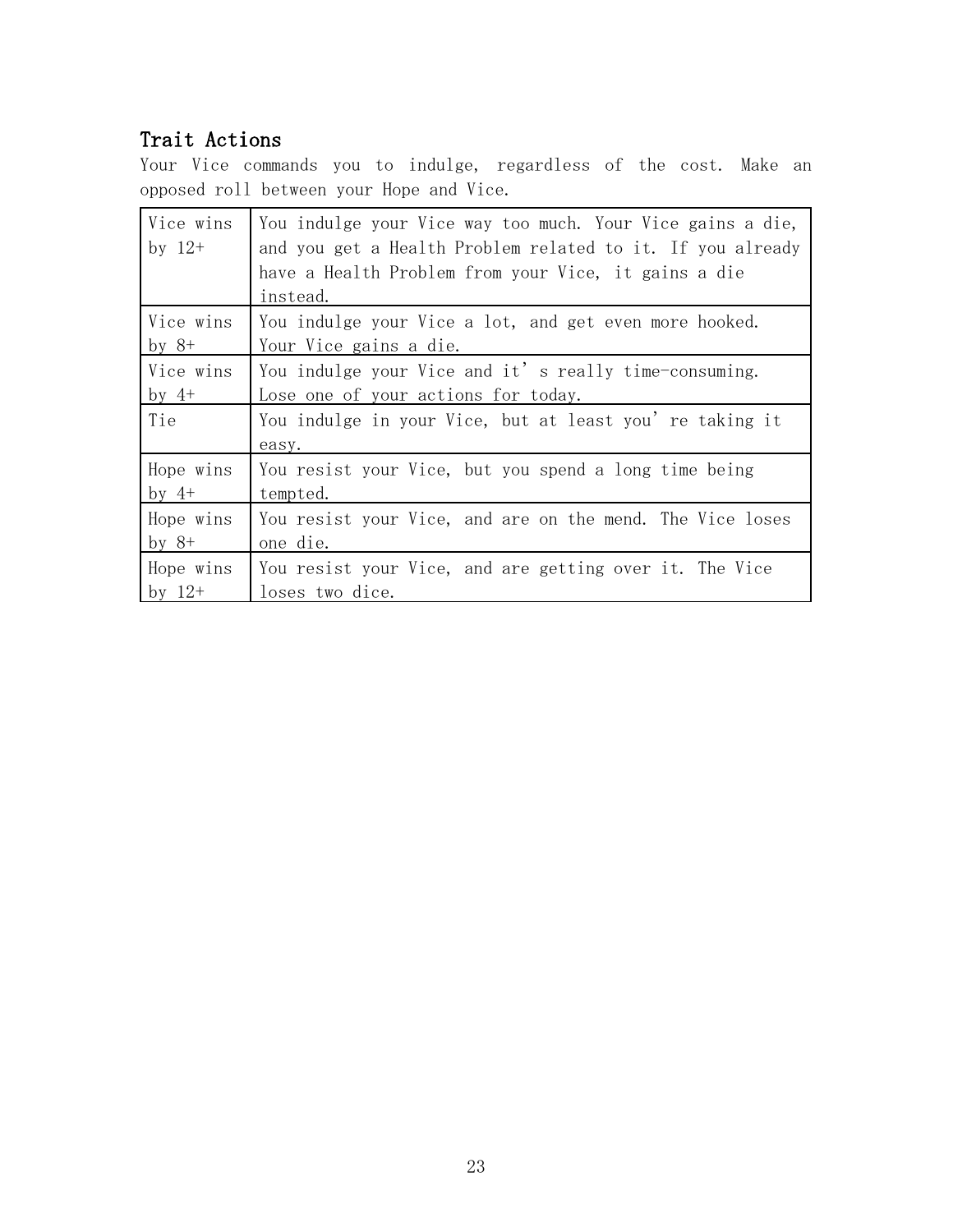## Trait Actions

Your Vice commands you to indulge, regardless of the cost. Make an opposed roll between your Hope and Vice.

| | |
|---|---|
| Vice wins by 12+ | You indulge your Vice way too much. Your Vice gains a die, and you get a Health Problem related to it. If you already have a Health Problem from your Vice, it gains a die instead. |
| Vice wins by 8+ | You indulge your Vice a lot, and get even more hooked. Your Vice gains a die. |
| Vice wins by 4+ | You indulge your Vice and it's really time-consuming. Lose one of your actions for today. |
| Tie | You indulge in your Vice, but at least you're taking it easy. |
| Hope wins by 4+ | You resist your Vice, but you spend a long time being tempted. |
| Hope wins by 8+ | You resist your Vice, and are on the mend. The Vice loses one die. |
| Hope wins by 12+ | You resist your Vice, and are getting over it. The Vice loses two dice. |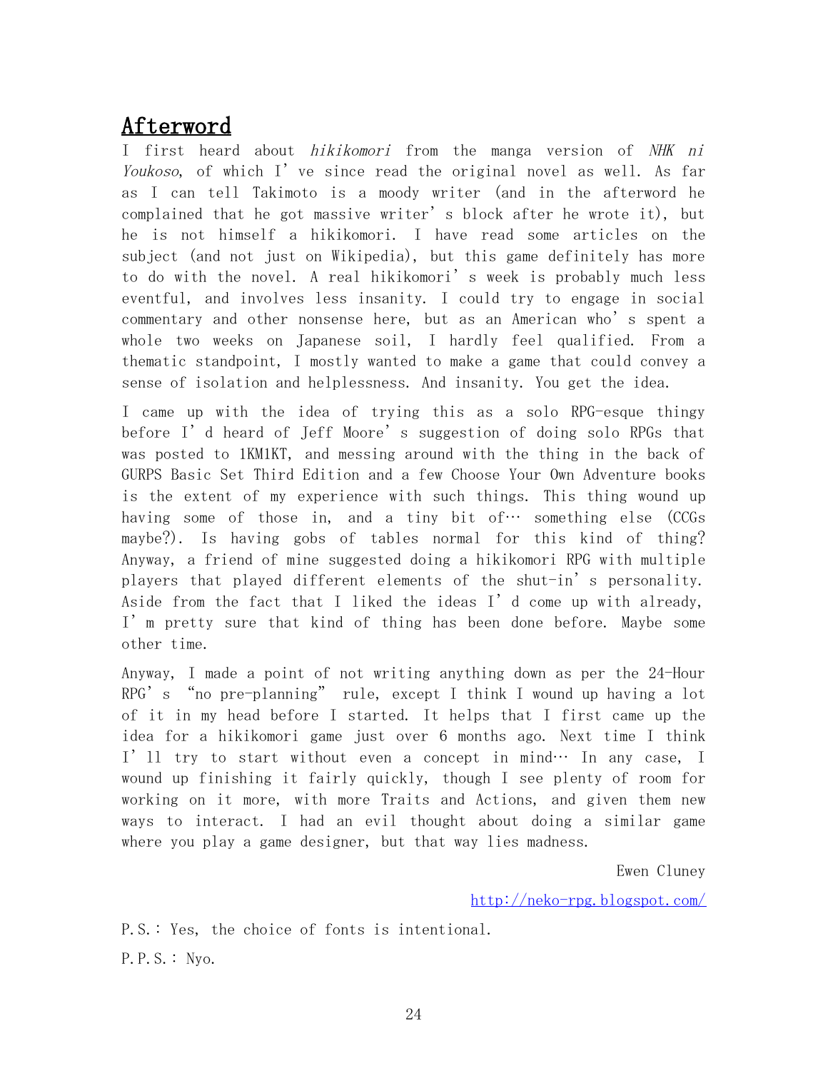# Afterword

I first heard about *hikikomori* from the manga version of *NHK ni Youkoso*, of which I've since read the original novel as well. As far as I can tell Takimoto is a moody writer (and in the afterword he complained that he got massive writer's block after he wrote it), but he is not himself a hikikomori. I have read some articles on the subject (and not just on Wikipedia), but this game definitely has more to do with the novel. A real hikikomori's week is probably much less eventful, and involves less insanity. I could try to engage in social commentary and other nonsense here, but as an American who's spent a whole two weeks on Japanese soil, I hardly feel qualified. From a thematic standpoint, I mostly wanted to make a game that could convey a sense of isolation and helplessness. And insanity. You get the idea.

I came up with the idea of trying this as a solo RPG-esque thingy before I'd heard of Jeff Moore's suggestion of doing solo RPGs that was posted to 1KM1KT, and messing around with the thing in the back of GURPS Basic Set Third Edition and a few Choose Your Own Adventure books is the extent of my experience with such things. This thing wound up having some of those in, and a tiny bit of… something else (CCGs maybe?). Is having gobs of tables normal for this kind of thing? Anyway, a friend of mine suggested doing a hikikomori RPG with multiple players that played different elements of the shut-in's personality. Aside from the fact that I liked the ideas I'd come up with already, I'm pretty sure that kind of thing has been done before. Maybe some other time.

Anyway, I made a point of not writing anything down as per the 24-Hour RPG's "no pre-planning" rule, except I think I wound up having a lot of it in my head before I started. It helps that I first came up the idea for a hikikomori game just over 6 months ago. Next time I think I'll try to start without even a concept in mind… In any case, I wound up finishing it fairly quickly, though I see plenty of room for working on it more, with more Traits and Actions, and given them new ways to interact. I had an evil thought about doing a similar game where you play a game designer, but that way lies madness.

Ewen Cluney

http://neko-rpg.blogspot.com/

P.S.: Yes, the choice of fonts is intentional.

P.P.S.: Nyo.